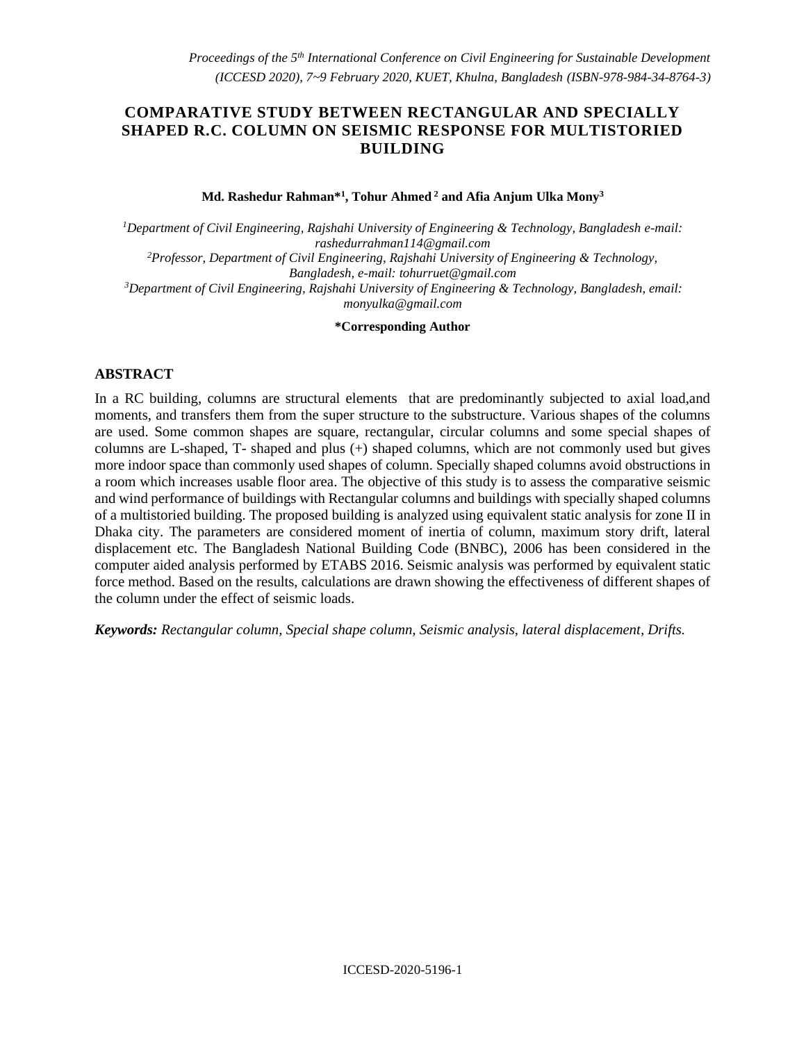# COMPARATIVE STUDY BETWEEN RECTANGULAR AND SPECIALLY SHAPED R.C. COLUMN ON SEISMIC RESPONSE FOR MULTISTORIED BUILDING

**Md. Rashedur Rahman*[1], Tohur Ahmed [2] and Afia Anjum Ulka Mony[3]**

*[1]Department of Civil Engineering, Rajshahi University of Engineering & Technology, Bangladesh e-mail: rashedurrahman114@gmail.com*

*[2]Professor, Department of Civil Engineering, Rajshahi University of Engineering & Technology, Bangladesh, e-mail: tohurruet@gmail.com*

*[3]Department of Civil Engineering, Rajshahi University of Engineering & Technology, Bangladesh, email: monyulka@gmail.com*

**\*Corresponding Author**

## ABSTRACT

In a RC building, columns are structural elements that are predominantly subjected to axial load,and moments, and transfers them from the super structure to the substructure. Various shapes of the columns are used. Some common shapes are square, rectangular, circular columns and some special shapes of columns are L-shaped, T- shaped and plus (+) shaped columns, which are not commonly used but gives more indoor space than commonly used shapes of column. Specially shaped columns avoid obstructions in a room which increases usable floor area. The objective of this study is to assess the comparative seismic and wind performance of buildings with Rectangular columns and buildings with specially shaped columns of a multistoried building. The proposed building is analyzed using equivalent static analysis for zone II in Dhaka city. The parameters are considered moment of inertia of column, maximum story drift, lateral displacement etc. The Bangladesh National Building Code (BNBC), 2006 has been considered in the computer aided analysis performed by ETABS 2016. Seismic analysis was performed by equivalent static force method. Based on the results, calculations are drawn showing the effectiveness of different shapes of the column under the effect of seismic loads.

***Keywords:*** *Rectangular column, Special shape column, Seismic analysis, lateral displacement, Drifts.*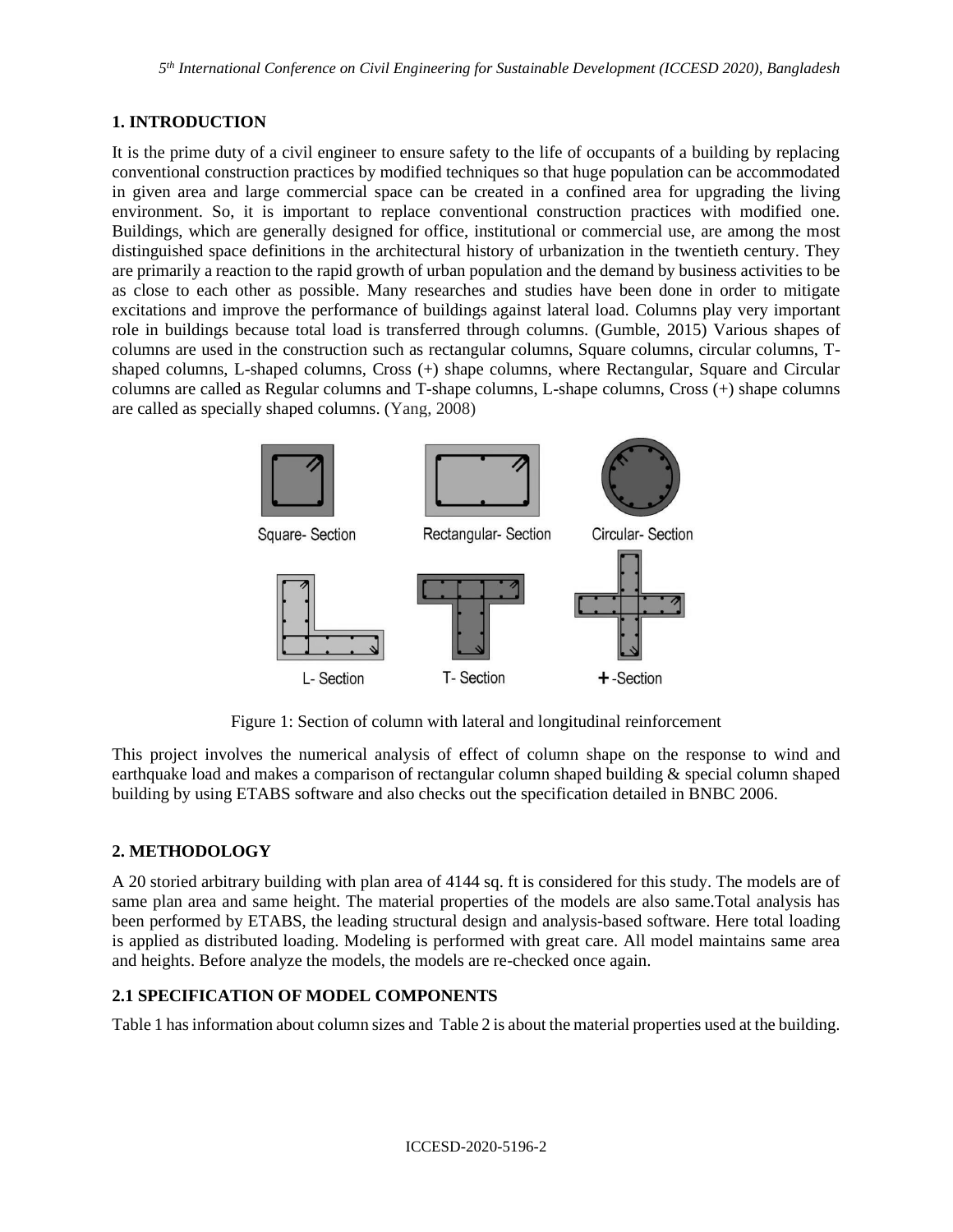## 1. INTRODUCTION

It is the prime duty of a civil engineer to ensure safety to the life of occupants of a building by replacing conventional construction practices by modified techniques so that huge population can be accommodated in given area and large commercial space can be created in a confined area for upgrading the living environment. So, it is important to replace conventional construction practices with modified one. Buildings, which are generally designed for office, institutional or commercial use, are among the most distinguished space definitions in the architectural history of urbanization in the twentieth century. They are primarily a reaction to the rapid growth of urban population and the demand by business activities to be as close to each other as possible. Many researches and studies have been done in order to mitigate excitations and improve the performance of buildings against lateral load. Columns play very important role in buildings because total load is transferred through columns. (Gumble, 2015) Various shapes of columns are used in the construction such as rectangular columns, Square columns, circular columns, T-shaped columns, L-shaped columns, Cross (+) shape columns, where Rectangular, Square and Circular columns are called as Regular columns and T-shape columns, L-shape columns, Cross (+) shape columns are called as specially shaped columns. (Yang, 2008)

Figure 1: Section of column with lateral and longitudinal reinforcement

This project involves the numerical analysis of effect of column shape on the response to wind and earthquake load and makes a comparison of rectangular column shaped building & special column shaped building by using ETABS software and also checks out the specification detailed in BNBC 2006.

## 2. METHODOLOGY

A 20 storied arbitrary building with plan area of 4144 sq. ft is considered for this study. The models are of same plan area and same height. The material properties of the models are also same.Total analysis has been performed by ETABS, the leading structural design and analysis-based software. Here total loading is applied as distributed loading. Modeling is performed with great care. All model maintains same area and heights. Before analyze the models, the models are re-checked once again.

### 2.1 SPECIFICATION OF MODEL COMPONENTS

Table 1 has information about column sizes and Table 2 is about the material properties used at the building.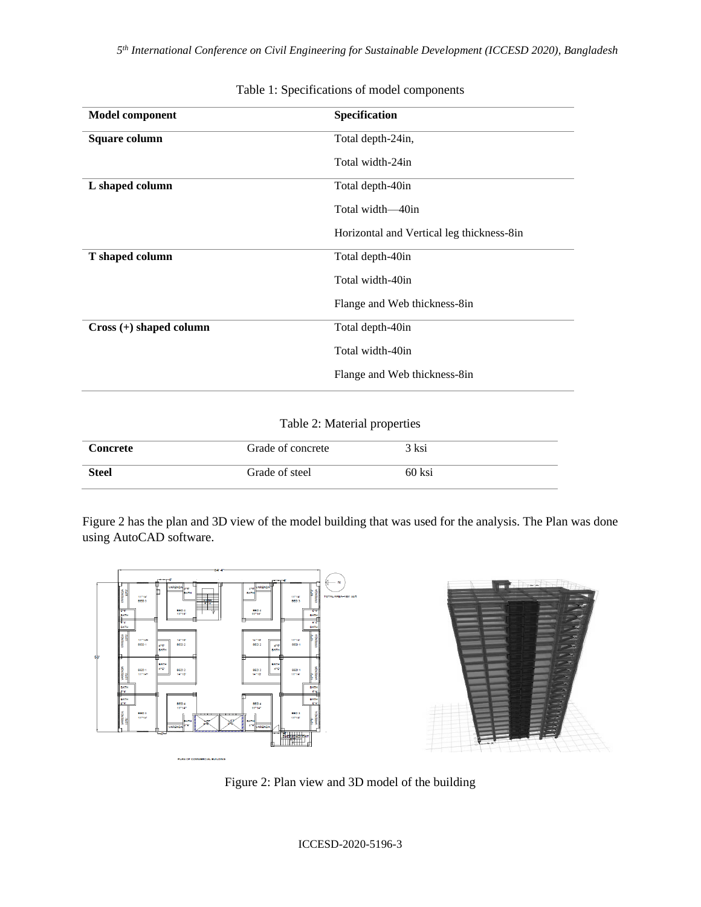Table 1: Specifications of model components

| Model component | Specification |
|---|---|
| **Square column** | Total depth-24in, |
| | Total width-24in |
| **L shaped column** | Total depth-40in |
| | Total width—40in |
| | Horizontal and Vertical leg thickness-8in |
| **T shaped column** | Total depth-40in |
| | Total width-40in |
| | Flange and Web thickness-8in |
| **Cross (+) shaped column** | Total depth-40in |
| | Total width-40in |
| | Flange and Web thickness-8in |

Table 2: Material properties

| | | |
|---|---|---|
| **Concrete** | Grade of concrete | 3 ksi |
| **Steel** | Grade of steel | 60 ksi |

Figure 2 has the plan and 3D view of the model building that was used for the analysis. The Plan was done using AutoCAD software.

Figure 2: Plan view and 3D model of the building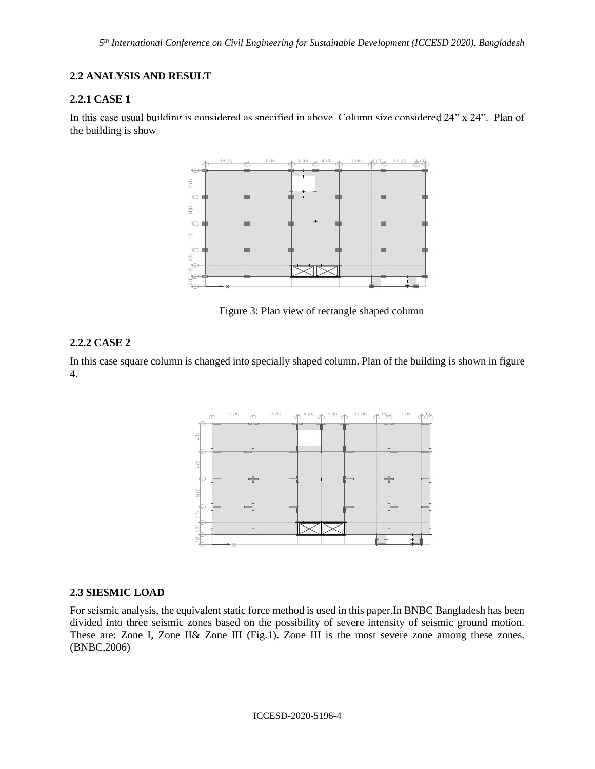## 2.2 ANALYSIS AND RESULT

### 2.2.1 CASE 1

In this case usual building is considered as specified in above. Column size considered 24" x 24". Plan of the building is shown

Figure 3: Plan view of rectangle shaped column

### 2.2.2 CASE 2

In this case square column is changed into specially shaped column. Plan of the building is shown in figure 4.

## 2.3 SIESMIC LOAD

For seismic analysis, the equivalent static force method is used in this paper.In BNBC Bangladesh has been divided into three seismic zones based on the possibility of severe intensity of seismic ground motion. These are: Zone I, Zone II& Zone III (Fig.1). Zone III is the most severe zone among these zones. (BNBC,2006)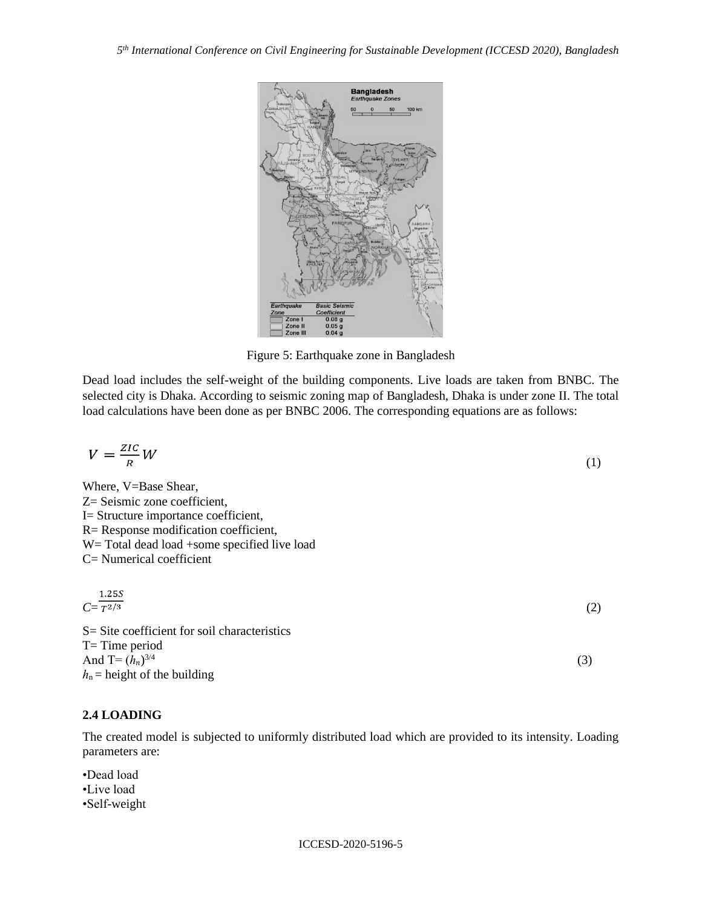Figure 5: Earthquake zone in Bangladesh

Dead load includes the self-weight of the building components. Live loads are taken from BNBC. The selected city is Dhaka. According to seismic zoning map of Bangladesh, Dhaka is under zone II. The total load calculations have been done as per BNBC 2006. The corresponding equations are as follows:

$$V = \frac{ZIC}{R}W \tag{1}$$

Where, V=Base Shear,
Z= Seismic zone coefficient,
I= Structure importance coefficient,
R= Response modification coefficient,
W= Total dead load +some specified live load
C= Numerical coefficient

$$C = \frac{1.25S}{T^{2/3}} \tag{2}$$

S= Site coefficient for soil characteristics
T= Time period
And $T = (h_n)^{3/4}$ (3)
$h_n$ = height of the building

### 2.4 LOADING

The created model is subjected to uniformly distributed load which are provided to its intensity. Loading parameters are:

- Dead load
- Live load
- Self-weight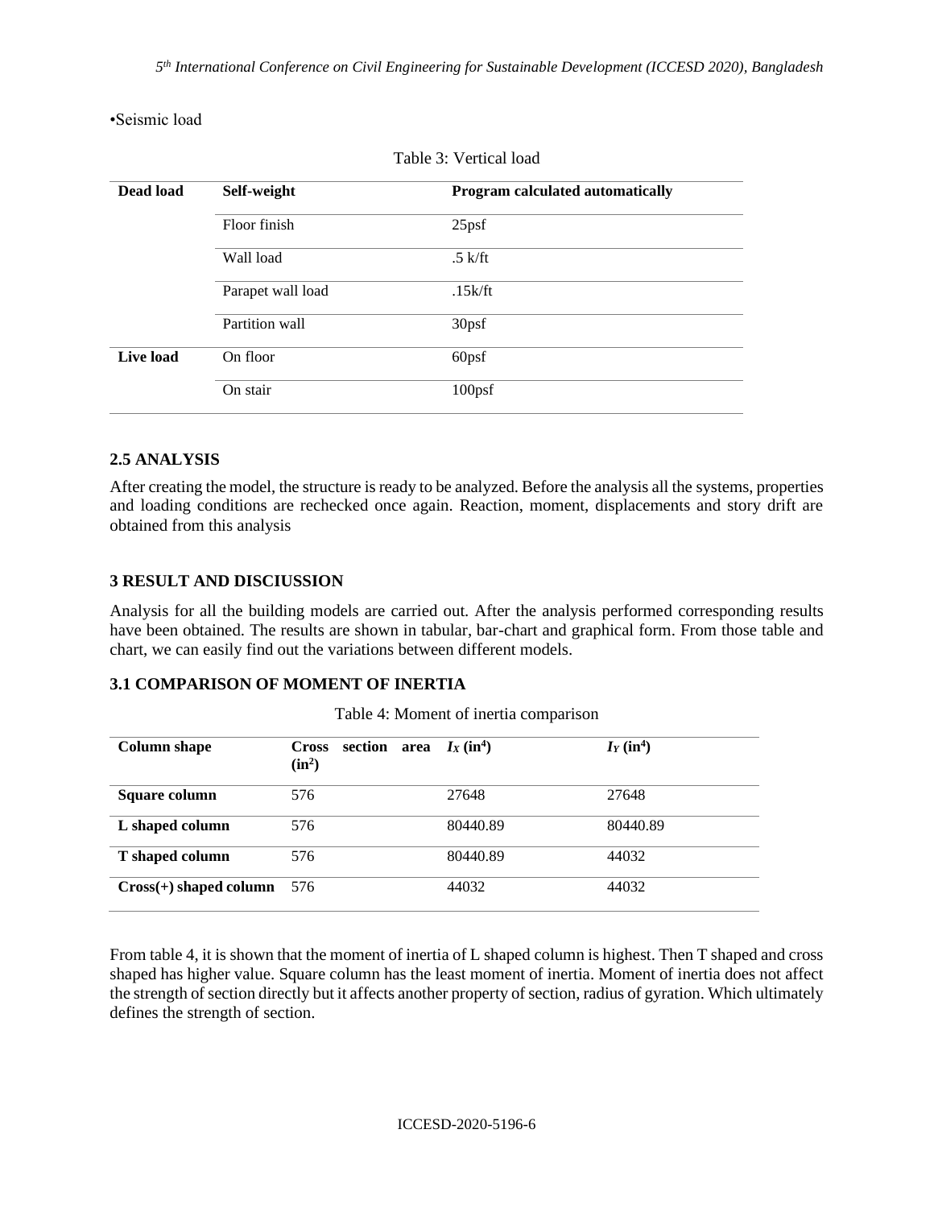•Seismic load

Table 3: Vertical load

| Dead load | Self-weight | Program calculated automatically |
|---|---|---|
| | Floor finish | 25psf |
| | Wall load | .5 k/ft |
| | Parapet wall load | .15k/ft |
| | Partition wall | 30psf |
| Live load | On floor | 60psf |
| | On stair | 100psf |

## 2.5 ANALYSIS

After creating the model, the structure is ready to be analyzed. Before the analysis all the systems, properties and loading conditions are rechecked once again. Reaction, moment, displacements and story drift are obtained from this analysis

## 3 RESULT AND DISCIUSSION

Analysis for all the building models are carried out. After the analysis performed corresponding results have been obtained. The results are shown in tabular, bar-chart and graphical form. From those table and chart, we can easily find out the variations between different models.

### 3.1 COMPARISON OF MOMENT OF INERTIA

Table 4: Moment of inertia comparison

| Column shape | Cross section area ($in^2$) | $I_X$ ($in^4$) | $I_Y$ ($in^4$) |
|---|---|---|---|
| **Square column** | 576 | 27648 | 27648 |
| **L shaped column** | 576 | 80440.89 | 80440.89 |
| **T shaped column** | 576 | 80440.89 | 44032 |
| **Cross(+) shaped column** | 576 | 44032 | 44032 |

From table 4, it is shown that the moment of inertia of L shaped column is highest. Then T shaped and cross shaped has higher value. Square column has the least moment of inertia. Moment of inertia does not affect the strength of section directly but it affects another property of section, radius of gyration. Which ultimately defines the strength of section.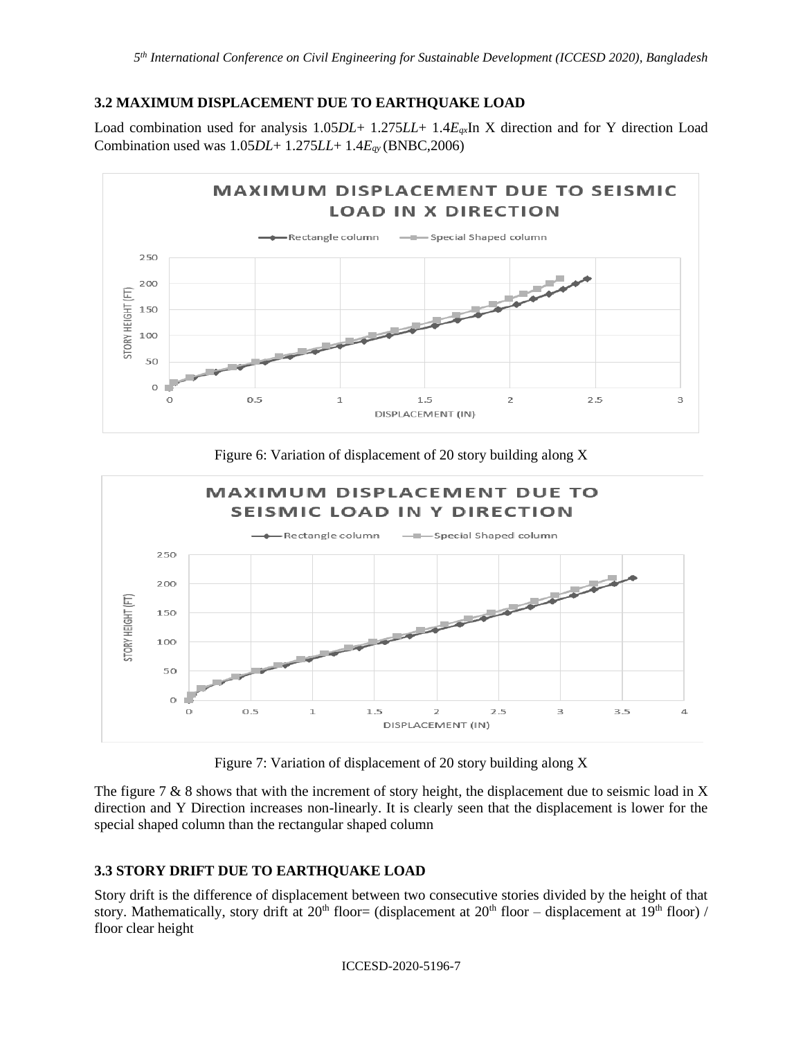### 3.2 MAXIMUM DISPLACEMENT DUE TO EARTHQUAKE LOAD

Load combination used for analysis $1.05DL + 1.275LL + 1.4E_{qx}$In X direction and for Y direction Load Combination used was $1.05DL + 1.275LL + 1.4E_{qy}$ (BNBC,2006)

Figure 6: Variation of displacement of 20 story building along X

Figure 7: Variation of displacement of 20 story building along X

The figure 7 & 8 shows that with the increment of story height, the displacement due to seismic load in X direction and Y Direction increases non-linearly. It is clearly seen that the displacement is lower for the special shaped column than the rectangular shaped column

### 3.3 STORY DRIFT DUE TO EARTHQUAKE LOAD

Story drift is the difference of displacement between two consecutive stories divided by the height of that story. Mathematically, story drift at 20th floor= (displacement at 20th floor – displacement at 19th floor) / floor clear height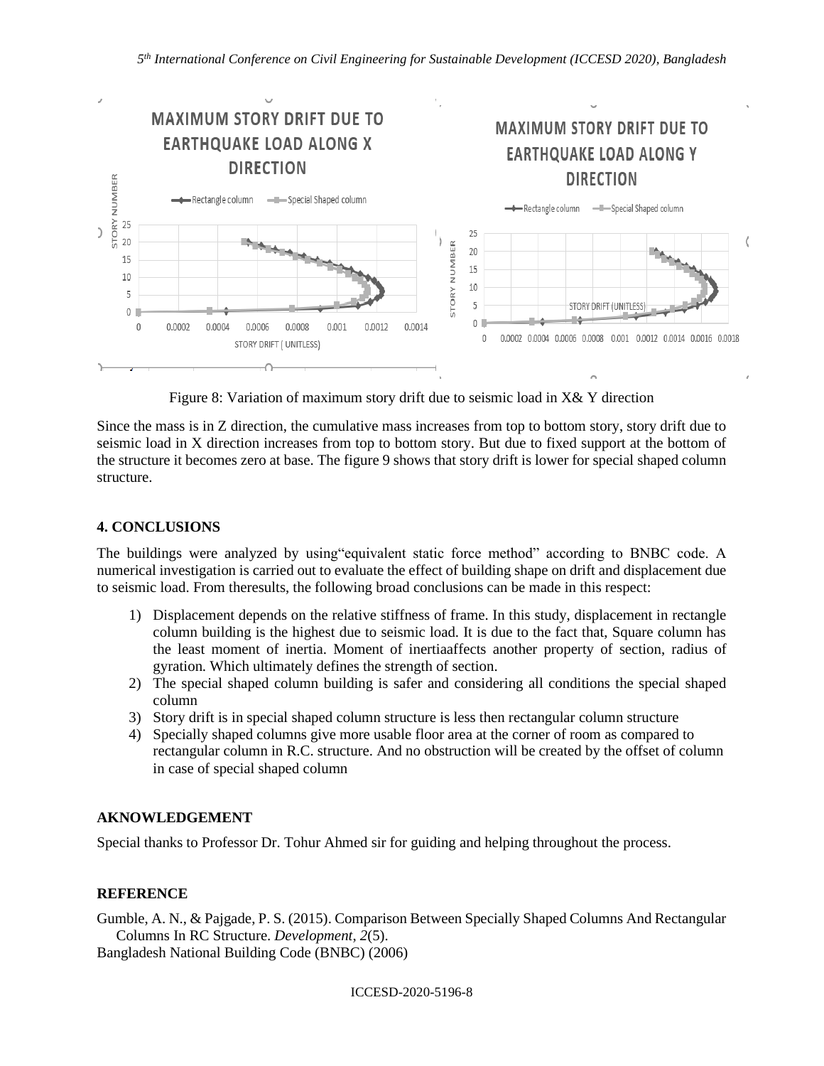Figure 8: Variation of maximum story drift due to seismic load in X& Y direction

Since the mass is in Z direction, the cumulative mass increases from top to bottom story, story drift due to seismic load in X direction increases from top to bottom story. But due to fixed support at the bottom of the structure it becomes zero at base. The figure 9 shows that story drift is lower for special shaped column structure.

## 4. CONCLUSIONS

The buildings were analyzed by using"equivalent static force method" according to BNBC code. A numerical investigation is carried out to evaluate the effect of building shape on drift and displacement due to seismic load. From theresults, the following broad conclusions can be made in this respect:

1) Displacement depends on the relative stiffness of frame. In this study, displacement in rectangle column building is the highest due to seismic load. It is due to the fact that, Square column has the least moment of inertia. Moment of inertiaaffects another property of section, radius of gyration. Which ultimately defines the strength of section.
2) The special shaped column building is safer and considering all conditions the special shaped column
3) Story drift is in special shaped column structure is less then rectangular column structure
4) Specially shaped columns give more usable floor area at the corner of room as compared to rectangular column in R.C. structure. And no obstruction will be created by the offset of column in case of special shaped column

## AKNOWLEDGEMENT

Special thanks to Professor Dr. Tohur Ahmed sir for guiding and helping throughout the process.

## REFERENCE

Gumble, A. N., & Pajgade, P. S. (2015). Comparison Between Specially Shaped Columns And Rectangular Columns In RC Structure. *Development*, *2*(5).

Bangladesh National Building Code (BNBC) (2006)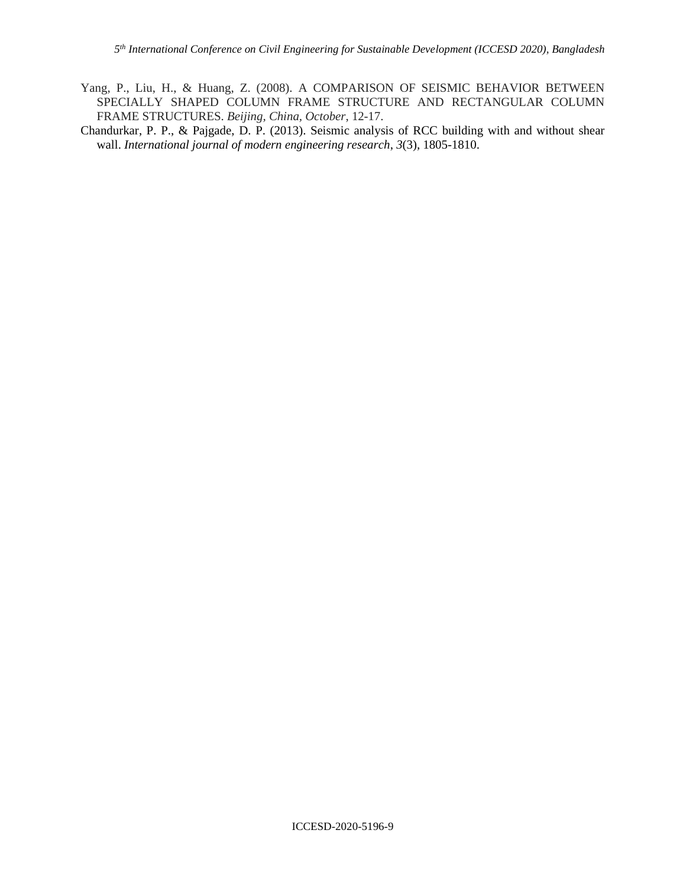Yang, P., Liu, H., & Huang, Z. (2008). A COMPARISON OF SEISMIC BEHAVIOR BETWEEN SPECIALLY SHAPED COLUMN FRAME STRUCTURE AND RECTANGULAR COLUMN FRAME STRUCTURES. *Beijing, China, October*, 12-17.

Chandurkar, P. P., & Pajgade, D. P. (2013). Seismic analysis of RCC building with and without shear wall. *International journal of modern engineering research*, *3*(3), 1805-1810.